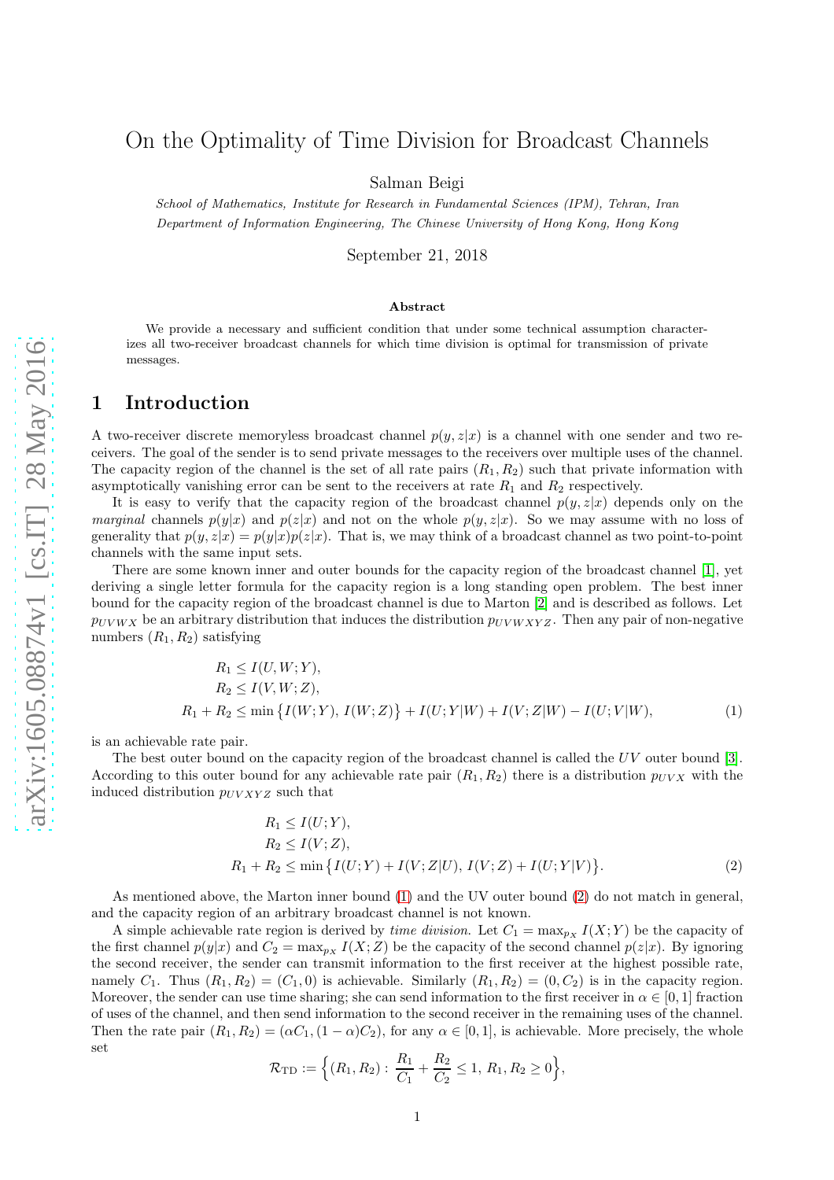# On the Optimality of Time Division for Broadcast Channels

Salman Beigi

*School of Mathematics, Institute for Research in Fundamental Sciences (IPM), Tehran, Iran*
*Department of Information Engineering, The Chinese University of Hong Kong, Hong Kong*

September 21, 2018

**Abstract**

We provide a necessary and sufficient condition that under some technical assumption characterizes all two-receiver broadcast channels for which time division is optimal for transmission of private messages.

## 1 Introduction

A two-receiver discrete memoryless broadcast channel $p(y, z|x)$ is a channel with one sender and two receivers. The goal of the sender is to send private messages to the receivers over multiple uses of the channel. The capacity region of the channel is the set of all rate pairs $(R_1, R_2)$ such that private information with asymptotically vanishing error can be sent to the receivers at rate $R_1$ and $R_2$ respectively.

It is easy to verify that the capacity region of the broadcast channel $p(y, z|x)$ depends only on the *marginal* channels $p(y|x)$ and $p(z|x)$ and not on the whole $p(y, z|x)$. So we may assume with no loss of generality that $p(y, z|x) = p(y|x)p(z|x)$. That is, we may think of a broadcast channel as two point-to-point channels with the same input sets.

There are some known inner and outer bounds for the capacity region of the broadcast channel [1], yet deriving a single letter formula for the capacity region is a long standing open problem. The best inner bound for the capacity region of the broadcast channel is due to Marton [2] and is described as follows. Let $p_{UVWX}$ be an arbitrary distribution that induces the distribution $p_{UVWXYZ}$. Then any pair of non-negative numbers $(R_1, R_2)$ satisfying

$$
\begin{aligned}
R_1 &\leq I(U, W; Y),\\
R_2 &\leq I(V, W; Z),\\
R_1 + R_2 &\leq \min\big\{I(W; Y),\, I(W; Z)\big\} + I(U; Y|W) + I(V; Z|W) - I(U; V|W),
\end{aligned}
\tag{1}
$$

is an achievable rate pair.

The best outer bound on the capacity region of the broadcast channel is called the $UV$ outer bound [3]. According to this outer bound for any achievable rate pair $(R_1, R_2)$ there is a distribution $p_{UVX}$ with the induced distribution $p_{UVXYZ}$ such that

$$
\begin{aligned}
R_1 &\leq I(U; Y),\\
R_2 &\leq I(V; Z),\\
R_1 + R_2 &\leq \min\big\{I(U; Y) + I(V; Z|U),\, I(V; Z) + I(U; Y|V)\big\}.
\end{aligned}
\tag{2}
$$

As mentioned above, the Marton inner bound (1) and the UV outer bound (2) do not match in general, and the capacity region of an arbitrary broadcast channel is not known.

A simple achievable rate region is derived by *time division*. Let $C_1 = \max_{p_X} I(X; Y)$ be the capacity of the first channel $p(y|x)$ and $C_2 = \max_{p_X} I(X; Z)$ be the capacity of the second channel $p(z|x)$. By ignoring the second receiver, the sender can transmit information to the first receiver at the highest possible rate, namely $C_1$. Thus $(R_1, R_2) = (C_1, 0)$ is achievable. Similarly $(R_1, R_2) = (0, C_2)$ is in the capacity region. Moreover, the sender can use time sharing; she can send information to the first receiver in $\alpha \in [0, 1]$ fraction of uses of the channel, and then send information to the second receiver in the remaining uses of the channel. Then the rate pair $(R_1, R_2) = (\alpha C_1, (1 - \alpha)C_2)$, for any $\alpha \in [0, 1]$, is achievable. More precisely, the whole set

$$
\mathcal{R}_{\mathrm{TD}} := \Big\{(R_1, R_2) :\, \frac{R_1}{C_1} + \frac{R_2}{C_2} \leq 1,\, R_1, R_2 \geq 0\Big\},
$$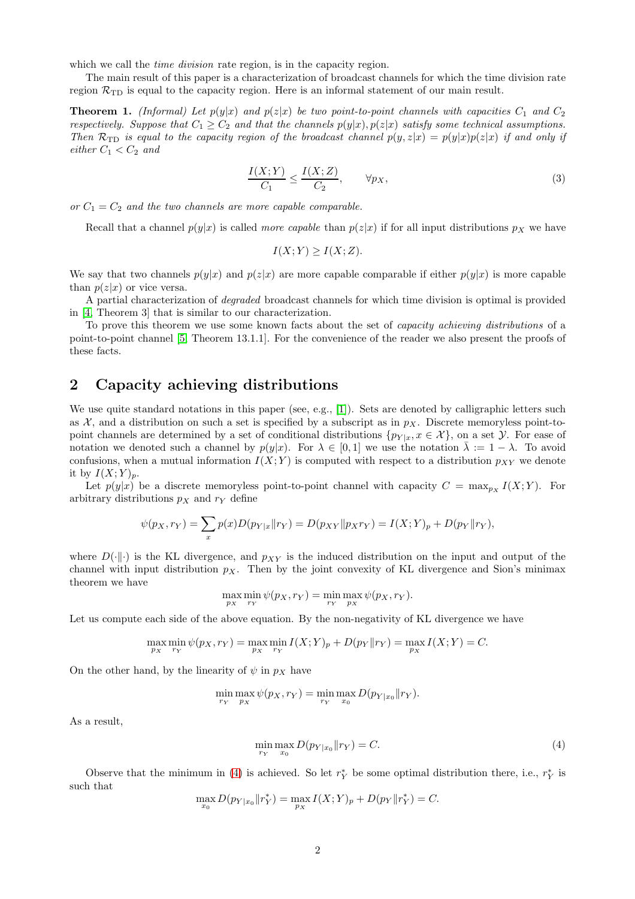which we call the *time division* rate region, is in the capacity region.

The main result of this paper is a characterization of broadcast channels for which the time division rate region $\mathcal{R}_{\mathrm{TD}}$ is equal to the capacity region. Here is an informal statement of our main result.

**Theorem 1.** *(Informal) Let $p(y|x)$ and $p(z|x)$ be two point-to-point channels with capacities $C_1$ and $C_2$ respectively. Suppose that $C_1 \geq C_2$ and that the channels $p(y|x), p(z|x)$ satisfy some technical assumptions. Then $\mathcal{R}_{\mathrm{TD}}$ is equal to the capacity region of the broadcast channel $p(y, z|x) = p(y|x)p(z|x)$ if and only if either $C_1 < C_2$ and*

$$\frac{I(X;Y)}{C_1} \leq \frac{I(X;Z)}{C_2}, \qquad \forall p_X, \tag{3}$$

*or $C_1 = C_2$ and the two channels are more capable comparable.*

Recall that a channel $p(y|x)$ is called *more capable* than $p(z|x)$ if for all input distributions $p_X$ we have

$$I(X;Y) \geq I(X;Z).$$

We say that two channels $p(y|x)$ and $p(z|x)$ are more capable comparable if either $p(y|x)$ is more capable than $p(z|x)$ or vice versa.

A partial characterization of *degraded* broadcast channels for which time division is optimal is provided in [4, Theorem 3] that is similar to our characterization.

To prove this theorem we use some known facts about the set of *capacity achieving distributions* of a point-to-point channel [5, Theorem 13.1.1]. For the convenience of the reader we also present the proofs of these facts.

## 2 Capacity achieving distributions

We use quite standard notations in this paper (see, e.g., [1]). Sets are denoted by calligraphic letters such as $\mathcal{X}$, and a distribution on such a set is specified by a subscript as in $p_X$. Discrete memoryless point-to-point channels are determined by a set of conditional distributions $\{p_{Y|x}, x \in \mathcal{X}\}$, on a set $\mathcal{Y}$. For ease of notation we denoted such a channel by $p(y|x)$. For $\lambda \in [0,1]$ we use the notation $\bar{\lambda} := 1 - \lambda$. To avoid confusions, when a mutual information $I(X;Y)$ is computed with respect to a distribution $p_{XY}$ we denote it by $I(X;Y)_p$.

Let $p(y|x)$ be a discrete memoryless point-to-point channel with capacity $C = \max_{p_X} I(X;Y)$. For arbitrary distributions $p_X$ and $r_Y$ define

$$\psi(p_X, r_Y) = \sum_x p(x) D(p_{Y|x} \| r_Y) = D(p_{XY} \| p_X r_Y) = I(X;Y)_p + D(p_Y \| r_Y),$$

where $D(\cdot\|\cdot)$ is the KL divergence, and $p_{XY}$ is the induced distribution on the input and output of the channel with input distribution $p_X$. Then by the joint convexity of KL divergence and Sion's minimax theorem we have

$$\max_{p_X} \min_{r_Y} \psi(p_X, r_Y) = \min_{r_Y} \max_{p_X} \psi(p_X, r_Y).$$

Let us compute each side of the above equation. By the non-negativity of KL divergence we have

$$\max_{p_X} \min_{r_Y} \psi(p_X, r_Y) = \max_{p_X} \min_{r_Y} I(X;Y)_p + D(p_Y \| r_Y) = \max_{p_X} I(X;Y) = C.$$

On the other hand, by the linearity of $\psi$ in $p_X$ have

$$\min_{r_Y} \max_{p_X} \psi(p_X, r_Y) = \min_{r_Y} \max_{x_0} D(p_{Y|x_0} \| r_Y).$$

As a result,

$$\min_{r_Y} \max_{x_0} D(p_{Y|x_0} \| r_Y) = C. \tag{4}$$

Observe that the minimum in (4) is achieved. So let $r_Y^*$ be some optimal distribution there, i.e., $r_Y^*$ is such that

$$\max_{x_0} D(p_{Y|x_0} \| r_Y^*) = \max_{p_X} I(X;Y)_p + D(p_Y \| r_Y^*) = C.$$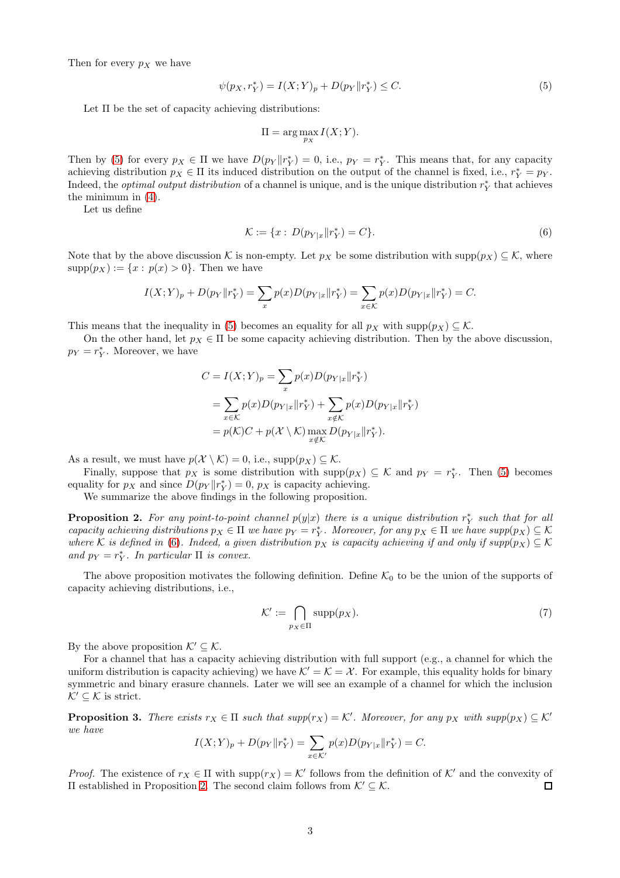Then for every $p_X$ we have

$$\psi(p_X, r_Y^*) = I(X;Y)_p + D(p_Y \| r_Y^*) \leq C. \tag{5}$$

Let $\Pi$ be the set of capacity achieving distributions:

$$\Pi = \arg\max_{p_X} I(X;Y).$$

Then by (5) for every $p_X \in \Pi$ we have $D(p_Y \| r_Y^*) = 0$, i.e., $p_Y = r_Y^*$. This means that, for any capacity achieving distribution $p_X \in \Pi$ its induced distribution on the output of the channel is fixed, i.e., $r_Y^* = p_Y$. Indeed, the *optimal output distribution* of a channel is unique, and is the unique distribution $r_Y^*$ that achieves the minimum in (4).

Let us define

$$\mathcal{K} := \{x : D(p_{Y|x} \| r_Y^*) = C\}. \tag{6}$$

Note that by the above discussion $\mathcal{K}$ is non-empty. Let $p_X$ be some distribution with $\text{supp}(p_X) \subseteq \mathcal{K}$, where $\text{supp}(p_X) := \{x : p(x) > 0\}$. Then we have

$$I(X;Y)_p + D(p_Y \| r_Y^*) = \sum_x p(x) D(p_{Y|x} \| r_Y^*) = \sum_{x \in \mathcal{K}} p(x) D(p_{Y|x} \| r_Y^*) = C.$$

This means that the inequality in (5) becomes an equality for all $p_X$ with $\text{supp}(p_X) \subseteq \mathcal{K}$.

On the other hand, let $p_X \in \Pi$ be some capacity achieving distribution. Then by the above discussion, $p_Y = r_Y^*$. Moreover, we have

$$\begin{aligned}
C = I(X;Y)_p &= \sum_x p(x) D(p_{Y|x} \| r_Y^*) \\
&= \sum_{x \in \mathcal{K}} p(x) D(p_{Y|x} \| r_Y^*) + \sum_{x \notin \mathcal{K}} p(x) D(p_{Y|x} \| r_Y^*) \\
&= p(\mathcal{K}) C + p(\mathcal{X} \setminus \mathcal{K}) \max_{x \notin \mathcal{K}} D(p_{Y|x} \| r_Y^*).
\end{aligned}$$

As a result, we must have $p(\mathcal{X} \setminus \mathcal{K}) = 0$, i.e., $\text{supp}(p_X) \subseteq \mathcal{K}$.

Finally, suppose that $p_X$ is some distribution with $\text{supp}(p_X) \subseteq \mathcal{K}$ and $p_Y = r_Y^*$. Then (5) becomes equality for $p_X$ and since $D(p_Y \| r_Y^*) = 0$, $p_X$ is capacity achieving.

We summarize the above findings in the following proposition.

**Proposition 2.** *For any point-to-point channel $p(y|x)$ there is a unique distribution $r_Y^*$ such that for all capacity achieving distributions $p_X \in \Pi$ we have $p_Y = r_Y^*$. Moreover, for any $p_X \in \Pi$ we have $\text{supp}(p_X) \subseteq \mathcal{K}$ where $\mathcal{K}$ is defined in (6). Indeed, a given distribution $p_X$ is capacity achieving if and only if $\text{supp}(p_X) \subseteq \mathcal{K}$ and $p_Y = r_Y^*$. In particular $\Pi$ is convex.*

The above proposition motivates the following definition. Define $\mathcal{K}_0$ to be the union of the supports of capacity achieving distributions, i.e.,

$$\mathcal{K}' := \bigcap_{p_X \in \Pi} \text{supp}(p_X). \tag{7}$$

By the above proposition $\mathcal{K}' \subseteq \mathcal{K}$.

For a channel that has a capacity achieving distribution with full support (e.g., a channel for which the uniform distribution is capacity achieving) we have $\mathcal{K}' = \mathcal{K} = \mathcal{X}$. For example, this equality holds for binary symmetric and binary erasure channels. Later we will see an example of a channel for which the inclusion $\mathcal{K}' \subseteq \mathcal{K}$ is strict.

**Proposition 3.** *There exists $r_X \in \Pi$ such that $\text{supp}(r_X) = \mathcal{K}'$. Moreover, for any $p_X$ with $\text{supp}(p_X) \subseteq \mathcal{K}'$ we have*

$$I(X;Y)_p + D(p_Y \| r_Y^*) = \sum_{x \in \mathcal{K}'} p(x) D(p_{Y|x} \| r_Y^*) = C.$$

*Proof.* The existence of $r_X \in \Pi$ with $\text{supp}(r_X) = \mathcal{K}'$ follows from the definition of $\mathcal{K}'$ and the convexity of $\Pi$ established in Proposition 2. The second claim follows from $\mathcal{K}' \subseteq \mathcal{K}$. $\square$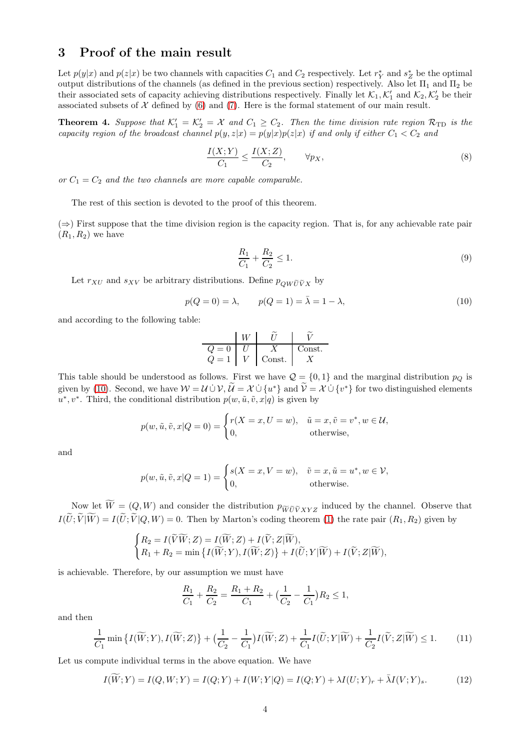## 3 Proof of the main result

Let $p(y|x)$ and $p(z|x)$ be two channels with capacities $C_1$ and $C_2$ respectively. Let $r_Y^*$ and $s_Z^*$ be the optimal output distributions of the channels (as defined in the previous section) respectively. Also let $\Pi_1$ and $\Pi_2$ be their associated sets of capacity achieving distributions respectively. Finally let $\mathcal{K}_1, \mathcal{K}_1'$ and $\mathcal{K}_2, \mathcal{K}_2'$ be their associated subsets of $\mathcal{X}$ defined by (6) and (7). Here is the formal statement of our main result.

**Theorem 4.** *Suppose that $\mathcal{K}_1' = \mathcal{K}_2' = \mathcal{X}$ and $C_1 \geq C_2$. Then the time division rate region $\mathcal{R}_{\mathrm{TD}}$ is the capacity region of the broadcast channel $p(y, z|x) = p(y|x)p(z|x)$ if and only if either $C_1 < C_2$ and*

$$\frac{I(X;Y)}{C_1} \leq \frac{I(X;Z)}{C_2}, \qquad \forall p_X, \tag{8}$$

*or $C_1 = C_2$ and the two channels are more capable comparable.*

The rest of this section is devoted to the proof of this theorem.

($\Rightarrow$) First suppose that the time division region is the capacity region. That is, for any achievable rate pair $(R_1, R_2)$ we have

$$\frac{R_1}{C_1} + \frac{R_2}{C_2} \leq 1. \tag{9}$$

Let $r_{XU}$ and $s_{XV}$ be arbitrary distributions. Define $p_{QW\widetilde{U}\widetilde{V}X}$ by

$$p(Q=0) = \lambda, \qquad p(Q=1) = \bar{\lambda} = 1 - \lambda, \tag{10}$$

and according to the following table:

| | $W$ | $\widetilde{U}$ | $\widetilde{V}$ |
|---|---|---|---|
| $Q=0$ | $U$ | $X$ | Const. |
| $Q=1$ | $V$ | Const. | $X$ |

This table should be understood as follows. First we have $\mathcal{Q} = \{0, 1\}$ and the marginal distribution $p_Q$ is given by (10). Second, we have $\mathcal{W} = \mathcal{U} \dot\cup \mathcal{V}$, $\widetilde{\mathcal{U}} = \mathcal{X} \dot\cup \{u^*\}$ and $\widetilde{\mathcal{V}} = \mathcal{X} \dot\cup \{v^*\}$ for two distinguished elements $u^*, v^*$. Third, the conditional distribution $p(w, \tilde{u}, \tilde{v}, x|q)$ is given by

$$p(w, \tilde{u}, \tilde{v}, x|Q=0) = \begin{cases} r(X=x, U=w), & \tilde{u} = x, \tilde{v} = v^*, w \in \mathcal{U}, \\ 0, & \text{otherwise}, \end{cases}$$

and

$$p(w, \tilde{u}, \tilde{v}, x|Q=1) = \begin{cases} s(X=x, V=w), & \tilde{v} = x, \tilde{u} = u^*, w \in \mathcal{V}, \\ 0, & \text{otherwise}. \end{cases}$$

Now let $\widetilde{W} = (Q, W)$ and consider the distribution $p_{\widetilde{W}\widetilde{U}\widetilde{V}XYZ}$ induced by the channel. Observe that $I(\widetilde{U}; \widetilde{V}|\widetilde{W}) = I(\widetilde{U}; \widetilde{V}|Q, W) = 0$. Then by Marton's coding theorem (1) the rate pair $(R_1, R_2)$ given by

$$\begin{cases} R_2 = I(\widetilde{V}\widetilde{W}; Z) = I(\widetilde{W}; Z) + I(\widetilde{V}; Z|\widetilde{W}), \\ R_1 + R_2 = \min\left\{I(\widetilde{W}; Y), I(\widetilde{W}; Z)\right\} + I(\widetilde{U}; Y|\widetilde{W}) + I(\widetilde{V}; Z|\widetilde{W}), \end{cases}$$

is achievable. Therefore, by our assumption we must have

$$\frac{R_1}{C_1} + \frac{R_2}{C_2} = \frac{R_1 + R_2}{C_1} + \left(\frac{1}{C_2} - \frac{1}{C_1}\right)R_2 \leq 1,$$

and then

$$\frac{1}{C_1}\min\left\{I(\widetilde{W}; Y), I(\widetilde{W}; Z)\right\} + \left(\frac{1}{C_2} - \frac{1}{C_1}\right)I(\widetilde{W}; Z) + \frac{1}{C_1}I(\widetilde{U}; Y|\widetilde{W}) + \frac{1}{C_2}I(\widetilde{V}; Z|\widetilde{W}) \leq 1. \tag{11}$$

Let us compute individual terms in the above equation. We have

$$I(\widetilde{W}; Y) = I(Q, W; Y) = I(Q; Y) + I(W; Y|Q) = I(Q; Y) + \lambda I(U; Y)_r + \bar{\lambda} I(V; Y)_s. \tag{12}$$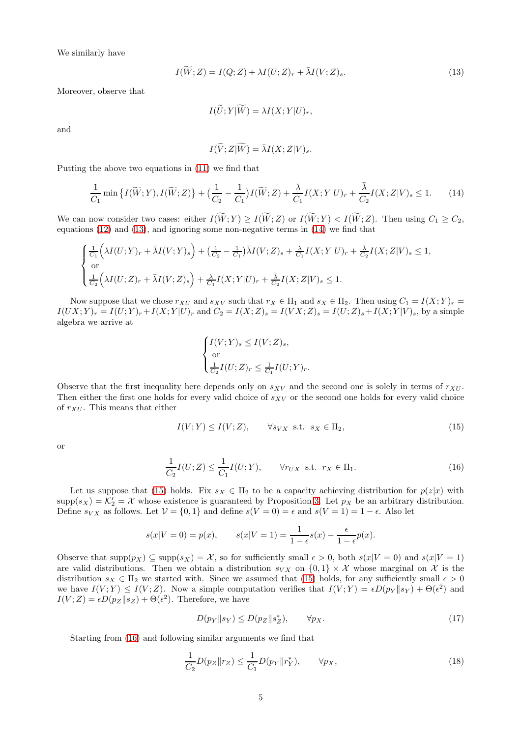We similarly have

$$I(\widetilde{W};Z) = I(Q;Z) + \lambda I(U;Z)_r + \bar{\lambda} I(V;Z)_s. \tag{13}$$

Moreover, observe that

$$I(\widetilde{U};Y|\widetilde{W}) = \lambda I(X;Y|U)_r,$$

and

$$I(\widetilde{V};Z|\widetilde{W}) = \bar{\lambda} I(X;Z|V)_s.$$

Putting the above two equations in (11) we find that

$$\frac{1}{C_1}\min\left\{I(\widetilde{W};Y), I(\widetilde{W};Z)\right\} + \left(\frac{1}{C_2}-\frac{1}{C_1}\right)I(\widetilde{W};Z) + \frac{\lambda}{C_1}I(X;Y|U)_r + \frac{\bar{\lambda}}{C_2}I(X;Z|V)_s \leq 1. \tag{14}$$

We can now consider two cases: either $I(\widetilde{W};Y) \geq I(\widetilde{W};Z)$ or $I(\widetilde{W};Y) < I(\widetilde{W};Z)$. Then using $C_1 \geq C_2$, equations (12) and (13), and ignoring some non-negative terms in (14) we find that

$$\begin{cases} \frac{1}{C_1}\Big(\lambda I(U;Y)_r + \bar{\lambda} I(V;Y)_s\Big) + \left(\frac{1}{C_2}-\frac{1}{C_1}\right)\bar{\lambda} I(V;Z)_s + \frac{\lambda}{C_1}I(X;Y|U)_r + \frac{\bar{\lambda}}{C_2}I(X;Z|V)_s \leq 1, \\ \text{ or} \\ \frac{1}{C_2}\Big(\lambda I(U;Z)_r + \bar{\lambda} I(V;Z)_s\Big) + \frac{\lambda}{C_1}I(X;Y|U)_r + \frac{\bar{\lambda}}{C_2}I(X;Z|V)_s \leq 1. \end{cases}$$

Now suppose that we chose $r_{XU}$ and $s_{XV}$ such that $r_X \in \Pi_1$ and $s_X \in \Pi_2$. Then using $C_1 = I(X;Y)_r = I(UX;Y)_r = I(U;Y)_r + I(X;Y|U)_r$ and $C_2 = I(X;Z)_s = I(VX;Z)_s = I(U;Z)_s + I(X;Y|V)_s$, by a simple algebra we arrive at

$$\begin{cases} I(V;Y)_s \leq I(V;Z)_s, \\ \text{ or} \\ \frac{1}{C_2}I(U;Z)_r \leq \frac{1}{C_1}I(U;Y)_r. \end{cases}$$

Observe that the first inequality here depends only on $s_{XV}$ and the second one is solely in terms of $r_{XU}$. Then either the first one holds for every valid choice of $s_{XV}$ or the second one holds for every valid choice of $r_{XU}$. This means that either

$$I(V;Y) \leq I(V;Z), \qquad \forall s_{VX} \text{ s.t. } s_X \in \Pi_2, \tag{15}$$

or

$$\frac{1}{C_2}I(U;Z) \leq \frac{1}{C_1}I(U;Y), \qquad \forall r_{UX} \text{ s.t. } r_X \in \Pi_1. \tag{16}$$

Let us suppose that (15) holds. Fix $s_X \in \Pi_2$ to be a capacity achieving distribution for $p(z|x)$ with $\text{supp}(s_X) = \mathcal{K}_2' = \mathcal{X}$ whose existence is guaranteed by Proposition 3. Let $p_X$ be an arbitrary distribution. Define $s_{VX}$ as follows. Let $\mathcal{V} = \{0,1\}$ and define $s(V=0) = \epsilon$ and $s(V=1) = 1-\epsilon$. Also let

$$s(x|V=0) = p(x), \qquad s(x|V=1) = \frac{1}{1-\epsilon}s(x) - \frac{\epsilon}{1-\epsilon}p(x).$$

Observe that $\text{supp}(p_X) \subseteq \text{supp}(s_X) = \mathcal{X}$, so for sufficiently small $\epsilon > 0$, both $s(x|V=0)$ and $s(x|V=1)$ are valid distributions. Then we obtain a distribution $s_{VX}$ on $\{0,1\} \times \mathcal{X}$ whose marginal on $\mathcal{X}$ is the distribution $s_X \in \Pi_2$ we started with. Since we assumed that (15) holds, for any sufficiently small $\epsilon > 0$ we have $I(V;Y) \leq I(V;Z)$. Now a simple computation verifies that $I(V;Y) = \epsilon D(p_Y \| s_Y) + \Theta(\epsilon^2)$ and $I(V;Z) = \epsilon D(p_Z \| s_Z) + \Theta(\epsilon^2)$. Therefore, we have

$$D(p_Y \| s_Y) \leq D(p_Z \| s_Z^*), \qquad \forall p_X. \tag{17}$$

Starting from (16) and following similar arguments we find that

$$\frac{1}{C_2}D(p_Z \| r_Z) \leq \frac{1}{C_1}D(p_Y \| r_Y^*), \qquad \forall p_X, \tag{18}$$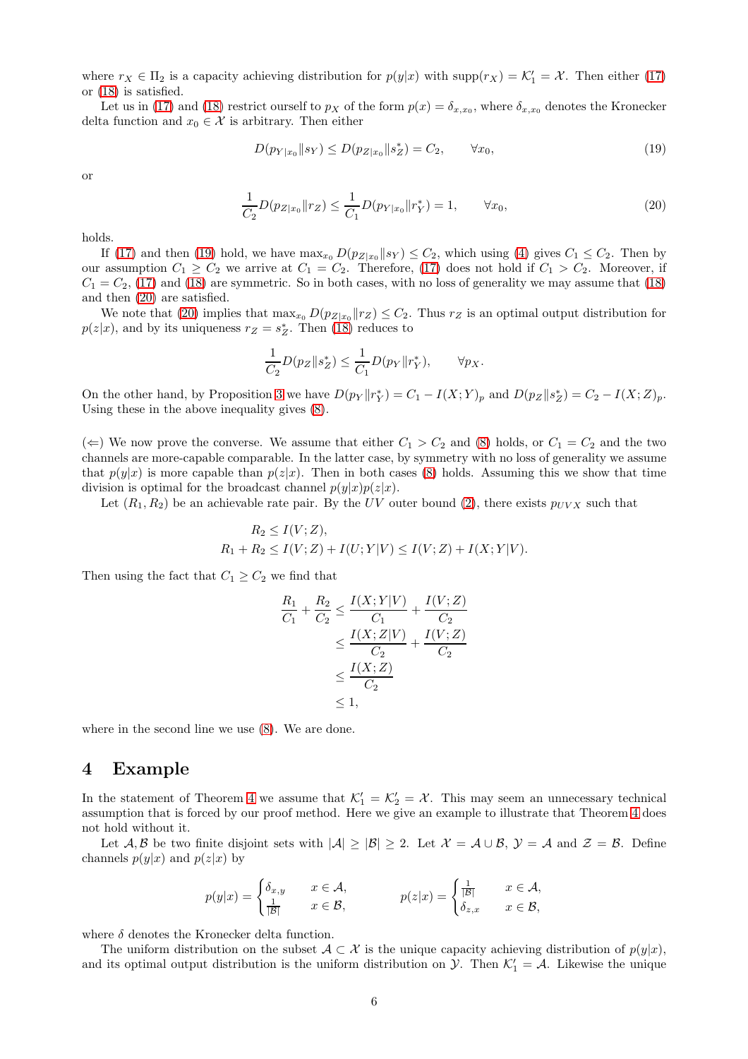where $r_X \in \Pi_2$ is a capacity achieving distribution for $p(y|x)$ with $\text{supp}(r_X) = \mathcal{K}'_1 = \mathcal{X}$. Then either (17) or (18) is satisfied.

Let us in (17) and (18) restrict ourself to $p_X$ of the form $p(x) = \delta_{x,x_0}$, where $\delta_{x,x_0}$ denotes the Kronecker delta function and $x_0 \in \mathcal{X}$ is arbitrary. Then either

$$D(p_{Y|x_0} \| s_Y) \le D(p_{Z|x_0} \| s^*_Z) = C_2, \qquad \forall x_0, \tag{19}$$

or

$$\frac{1}{C_2} D(p_{Z|x_0} \| r_Z) \le \frac{1}{C_1} D(p_{Y|x_0} \| r^*_Y) = 1, \qquad \forall x_0, \tag{20}$$

holds.

If (17) and (19) hold, we have $\max_{x_0} D(p_{Z|x_0} \| s_Y) \le C_2$, which using (4) gives $C_1 \le C_2$. Then by our assumption $C_1 \ge C_2$ we arrive at $C_1 = C_2$. Therefore, (17) does not hold if $C_1 > C_2$. Moreover, if $C_1 = C_2$, (17) and (18) are symmetric. So in both cases, with no loss of generality we may assume that (18) and then (20) are satisfied.

We note that (20) implies that $\max_{x_0} D(p_{Z|x_0} \| r_Z) \le C_2$. Thus $r_Z$ is an optimal output distribution for $p(z|x)$, and by its uniqueness $r_Z = s^*_Z$. Then (18) reduces to

$$\frac{1}{C_2} D(p_Z \| s^*_Z) \le \frac{1}{C_1} D(p_Y \| r^*_Y), \qquad \forall p_X.$$

On the other hand, by Proposition 3 we have $D(p_Y \| r^*_Y) = C_1 - I(X;Y)_p$ and $D(p_Z \| s^*_Z) = C_2 - I(X;Z)_p$. Using these in the above inequality gives (8).

($\Leftarrow$) We now prove the converse. We assume that either $C_1 > C_2$ and (8) holds, or $C_1 = C_2$ and the two channels are more-capable comparable. In the latter case, by symmetry with no loss of generality we assume that $p(y|x)$ is more capable than $p(z|x)$. Then in both cases (8) holds. Assuming this we show that time division is optimal for the broadcast channel $p(y|x)p(z|x)$.

Let $(R_1, R_2)$ be an achievable rate pair. By the $UV$ outer bound (2), there exists $p_{UVX}$ such that

$$\begin{aligned}
R_2 &\le I(V;Z), \\
R_1 + R_2 &\le I(V;Z) + I(U;Y|V) \le I(V;Z) + I(X;Y|V).
\end{aligned}$$

Then using the fact that $C_1 \ge C_2$ we find that

$$\begin{aligned}
\frac{R_1}{C_1} + \frac{R_2}{C_2} &\le \frac{I(X;Y|V)}{C_1} + \frac{I(V;Z)}{C_2} \\
&\le \frac{I(X;Z|V)}{C_2} + \frac{I(V;Z)}{C_2} \\
&\le \frac{I(X;Z)}{C_2} \\
&\le 1,
\end{aligned}$$

where in the second line we use (8). We are done.

## 4 Example

In the statement of Theorem 4 we assume that $\mathcal{K}'_1 = \mathcal{K}'_2 = \mathcal{X}$. This may seem an unnecessary technical assumption that is forced by our proof method. Here we give an example to illustrate that Theorem 4 does not hold without it.

Let $\mathcal{A}, \mathcal{B}$ be two finite disjoint sets with $|\mathcal{A}| \ge |\mathcal{B}| \ge 2$. Let $\mathcal{X} = \mathcal{A} \cup \mathcal{B}$, $\mathcal{Y} = \mathcal{A}$ and $\mathcal{Z} = \mathcal{B}$. Define channels $p(y|x)$ and $p(z|x)$ by

$$p(y|x) = \begin{cases} \delta_{x,y} & x \in \mathcal{A}, \\ \frac{1}{|\mathcal{B}|} & x \in \mathcal{B}, \end{cases} \qquad p(z|x) = \begin{cases} \frac{1}{|\mathcal{B}|} & x \in \mathcal{A}, \\ \delta_{z,x} & x \in \mathcal{B}, \end{cases}$$

where $\delta$ denotes the Kronecker delta function.

The uniform distribution on the subset $\mathcal{A} \subset \mathcal{X}$ is the unique capacity achieving distribution of $p(y|x)$, and its optimal output distribution is the uniform distribution on $\mathcal{Y}$. Then $\mathcal{K}'_1 = \mathcal{A}$. Likewise the unique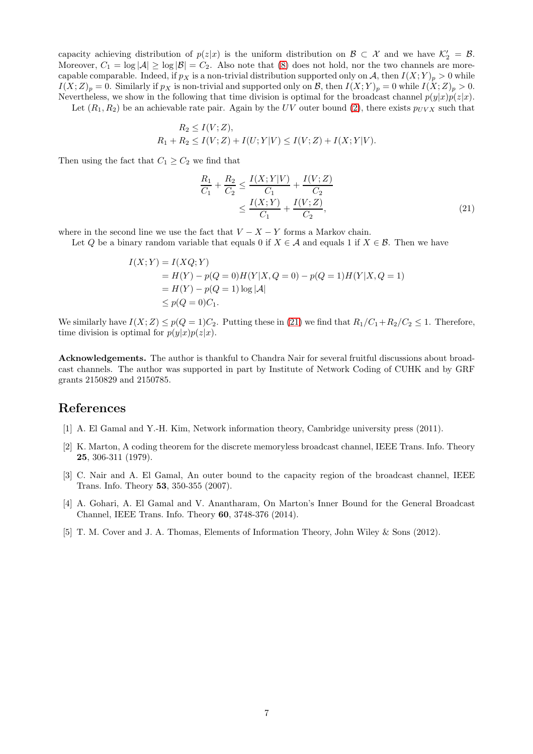capacity achieving distribution of $p(z|x)$ is the uniform distribution on $\mathcal{B} \subset \mathcal{X}$ and we have $\mathcal{K}_2' = \mathcal{B}$. Moreover, $C_1 = \log |\mathcal{A}| \geq \log |\mathcal{B}| = C_2$. Also note that (8) does not hold, nor the two channels are more-capable comparable. Indeed, if $p_X$ is a non-trivial distribution supported only on $\mathcal{A}$, then $I(X;Y)_p > 0$ while $I(X;Z)_p = 0$. Similarly if $p_X$ is non-trivial and supported only on $\mathcal{B}$, then $I(X;Y)_p = 0$ while $I(X;Z)_p > 0$. Nevertheless, we show in the following that time division is optimal for the broadcast channel $p(y|x)p(z|x)$.

Let $(R_1, R_2)$ be an achievable rate pair. Again by the $UV$ outer bound (2), there exists $p_{UVX}$ such that

$$
\begin{aligned}
R_2 &\leq I(V;Z),\\
R_1 + R_2 &\leq I(V;Z) + I(U;Y|V) \leq I(V;Z) + I(X;Y|V).
\end{aligned}
$$

Then using the fact that $C_1 \geq C_2$ we find that

$$
\begin{aligned}
\frac{R_1}{C_1} + \frac{R_2}{C_2} &\leq \frac{I(X;Y|V)}{C_1} + \frac{I(V;Z)}{C_2}\\
&\leq \frac{I(X;Y)}{C_1} + \frac{I(V;Z)}{C_2},
\end{aligned}
\tag{21}
$$

where in the second line we use the fact that $V - X - Y$ forms a Markov chain.

Let $Q$ be a binary random variable that equals 0 if $X \in \mathcal{A}$ and equals 1 if $X \in \mathcal{B}$. Then we have

$$
\begin{aligned}
I(X;Y) &= I(XQ;Y)\\
&= H(Y) - p(Q=0)H(Y|X,Q=0) - p(Q=1)H(Y|X,Q=1)\\
&= H(Y) - p(Q=1)\log|\mathcal{A}|\\
&\leq p(Q=0)C_1.
\end{aligned}
$$

We similarly have $I(X;Z) \leq p(Q=1)C_2$. Putting these in (21) we find that $R_1/C_1 + R_2/C_2 \leq 1$. Therefore, time division is optimal for $p(y|x)p(z|x)$.

**Acknowledgements.** The author is thankful to Chandra Nair for several fruitful discussions about broadcast channels. The author was supported in part by Institute of Network Coding of CUHK and by GRF grants 2150829 and 2150785.

## References

[1] A. El Gamal and Y.-H. Kim, Network information theory, Cambridge university press (2011).

[2] K. Marton, A coding theorem for the discrete memoryless broadcast channel, IEEE Trans. Info. Theory **25**, 306-311 (1979).

[3] C. Nair and A. El Gamal, An outer bound to the capacity region of the broadcast channel, IEEE Trans. Info. Theory **53**, 350-355 (2007).

[4] A. Gohari, A. El Gamal and V. Anantharam, On Marton's Inner Bound for the General Broadcast Channel, IEEE Trans. Info. Theory **60**, 3748-376 (2014).

[5] T. M. Cover and J. A. Thomas, Elements of Information Theory, John Wiley & Sons (2012).